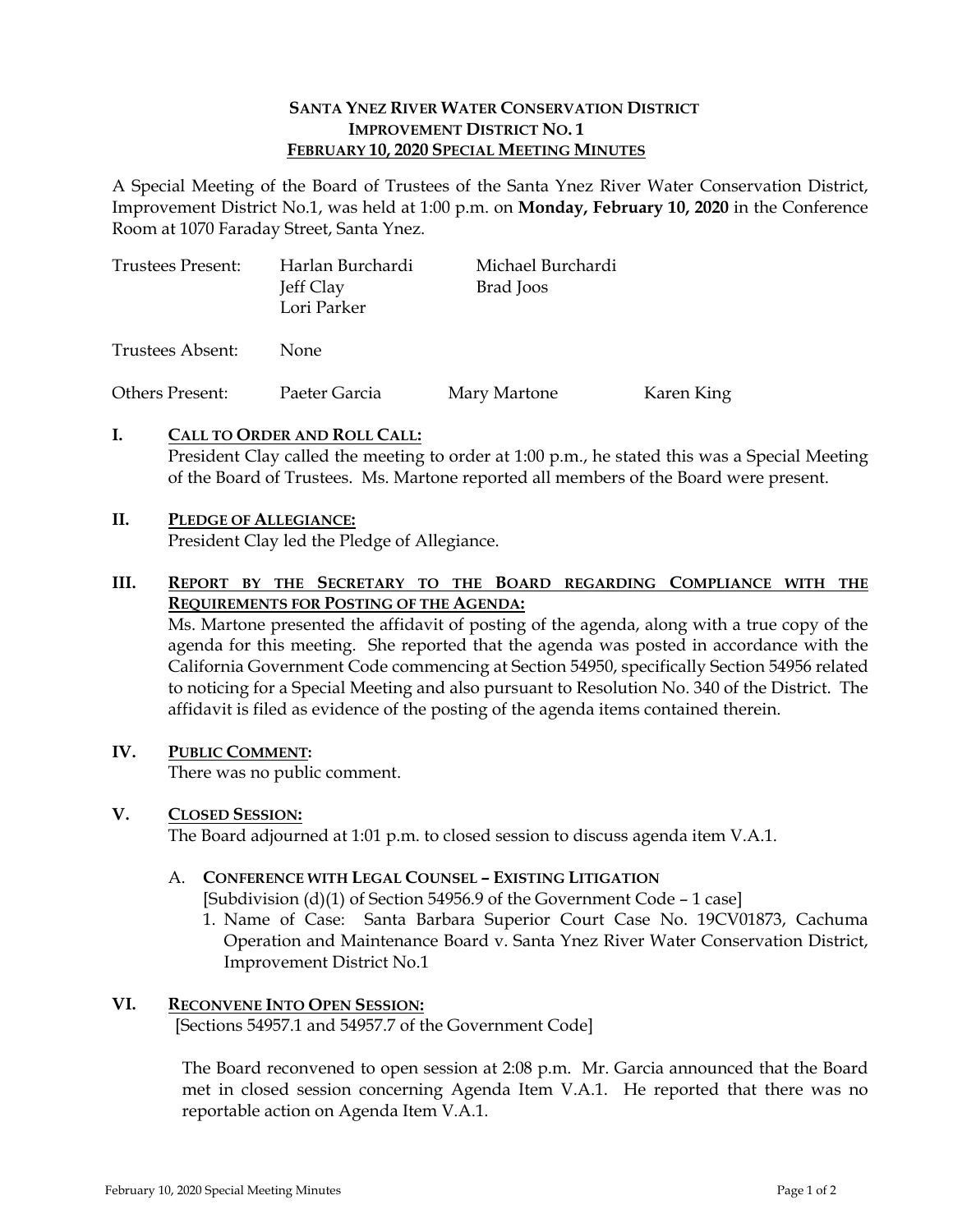# SANTA YNEZ RIVER WATER CONSERVATION DISTRICT
## IMPROVEMENT DISTRICT NO. 1
## FEBRUARY 10, 2020 SPECIAL MEETING MINUTES

A Special Meeting of the Board of Trustees of the Santa Ynez River Water Conservation District, Improvement District No.1, was held at 1:00 p.m. on **Monday, February 10, 2020** in the Conference Room at 1070 Faraday Street, Santa Ynez.

| | | | |
|---|---|---|---|
| Trustees Present: | Harlan Burchardi | Michael Burchardi | |
| | Jeff Clay | Brad Joos | |
| | Lori Parker | | |
| Trustees Absent: | None | | |
| Others Present: | Paeter Garcia | Mary Martone | Karen King |

**I. CALL TO ORDER AND ROLL CALL:**

President Clay called the meeting to order at 1:00 p.m., he stated this was a Special Meeting of the Board of Trustees. Ms. Martone reported all members of the Board were present.

**II. PLEDGE OF ALLEGIANCE:**

President Clay led the Pledge of Allegiance.

**III. REPORT BY THE SECRETARY TO THE BOARD REGARDING COMPLIANCE WITH THE REQUIREMENTS FOR POSTING OF THE AGENDA:**

Ms. Martone presented the affidavit of posting of the agenda, along with a true copy of the agenda for this meeting. She reported that the agenda was posted in accordance with the California Government Code commencing at Section 54950, specifically Section 54956 related to noticing for a Special Meeting and also pursuant to Resolution No. 340 of the District. The affidavit is filed as evidence of the posting of the agenda items contained therein.

**IV. PUBLIC COMMENT:**

There was no public comment.

**V. CLOSED SESSION:**

The Board adjourned at 1:01 p.m. to closed session to discuss agenda item V.A.1.

A. **CONFERENCE WITH LEGAL COUNSEL – EXISTING LITIGATION**
[Subdivision (d)(1) of Section 54956.9 of the Government Code – 1 case]

1. Name of Case: Santa Barbara Superior Court Case No. 19CV01873, Cachuma Operation and Maintenance Board v. Santa Ynez River Water Conservation District, Improvement District No.1

**VI. RECONVENE INTO OPEN SESSION:**

[Sections 54957.1 and 54957.7 of the Government Code]

The Board reconvened to open session at 2:08 p.m. Mr. Garcia announced that the Board met in closed session concerning Agenda Item V.A.1. He reported that there was no reportable action on Agenda Item V.A.1.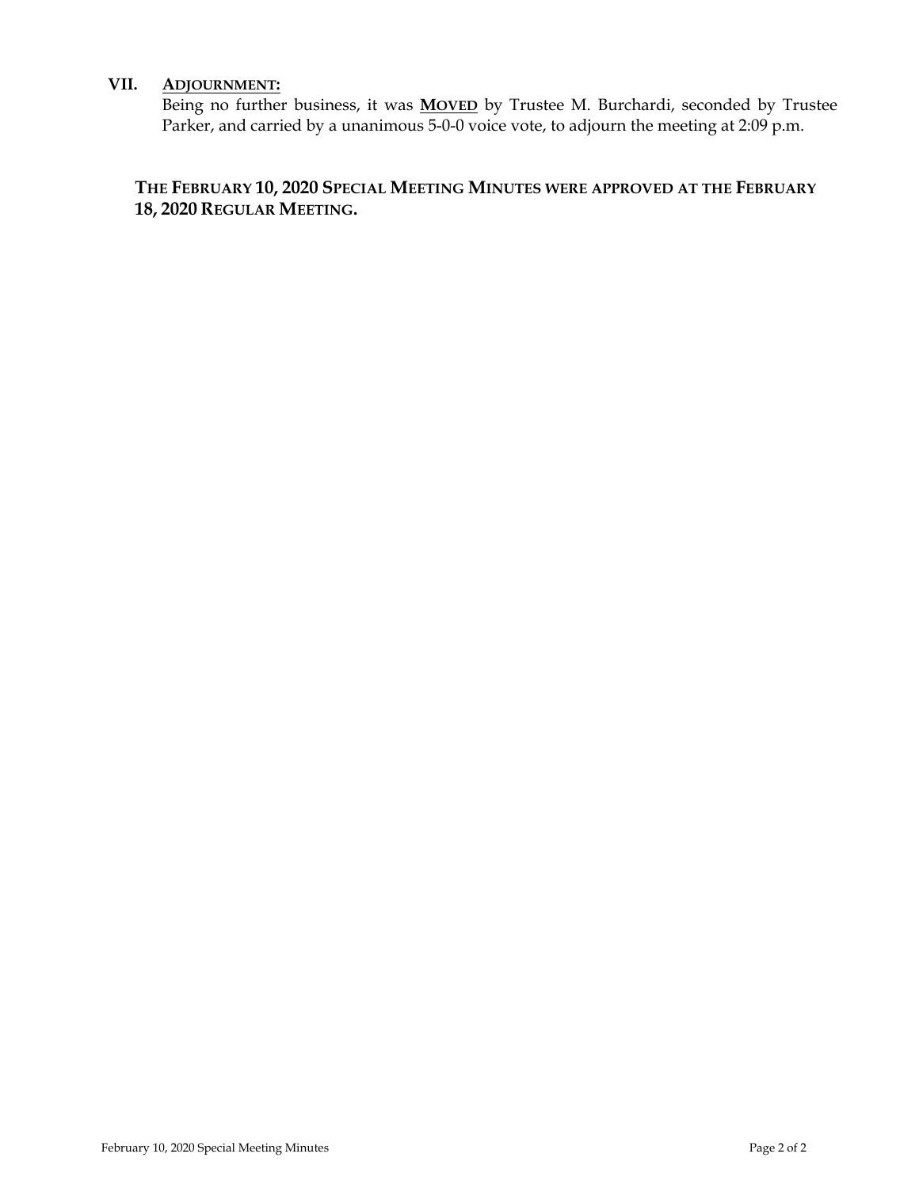## VII. ADJOURNMENT:

Being no further business, it was **MOVED** by Trustee M. Burchardi, seconded by Trustee Parker, and carried by a unanimous 5-0-0 voice vote, to adjourn the meeting at 2:09 p.m.

**THE FEBRUARY 10, 2020 SPECIAL MEETING MINUTES WERE APPROVED AT THE FEBRUARY 18, 2020 REGULAR MEETING.**